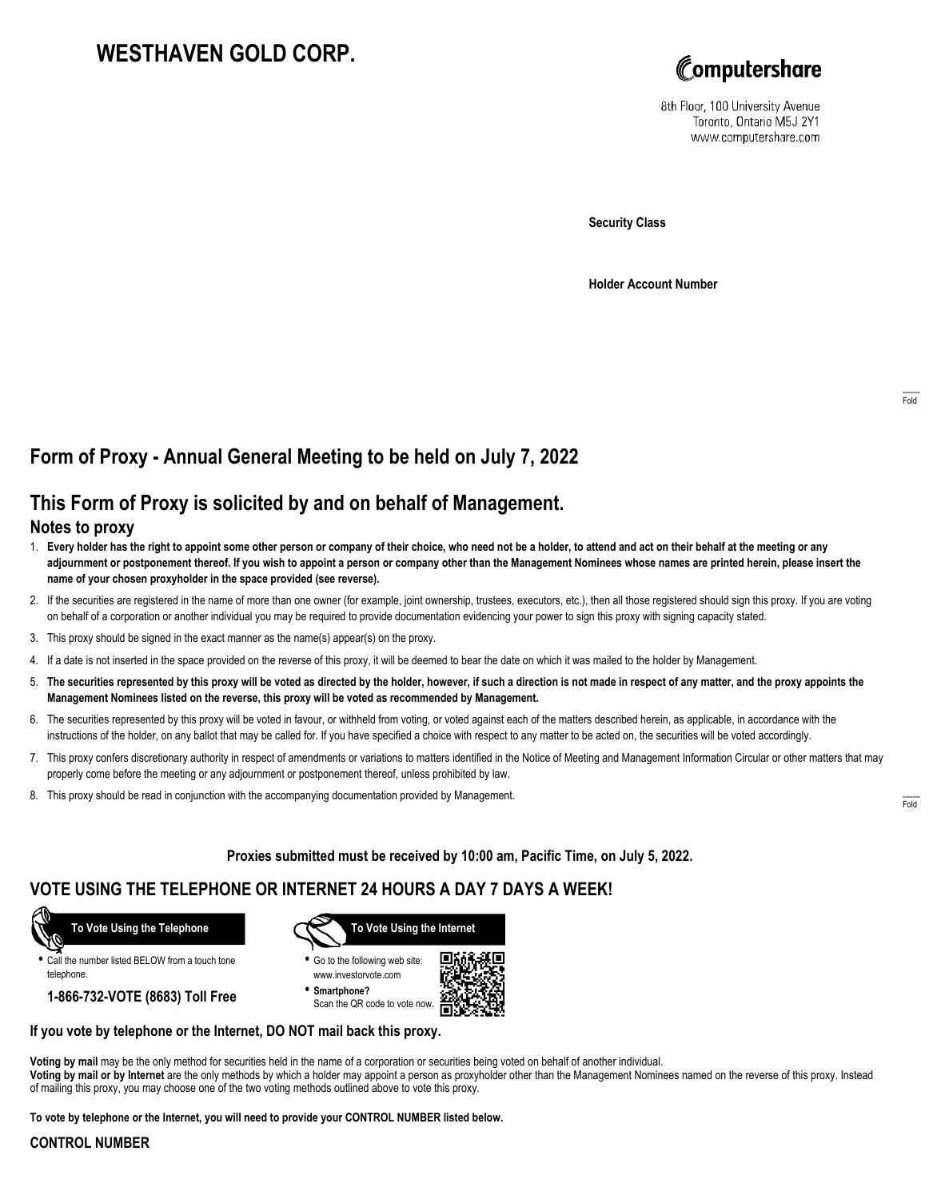# WESTHAVEN GOLD CORP.

Computershare

8th Floor, 100 University Avenue
Toronto, Ontario M5J 2Y1
www.computershare.com

**Security Class**

**Holder Account Number**

Fold

## Form of Proxy - Annual General Meeting to be held on July 7, 2022

## This Form of Proxy is solicited by and on behalf of Management.

### Notes to proxy

1. **Every holder has the right to appoint some other person or company of their choice, who need not be a holder, to attend and act on their behalf at the meeting or any adjournment or postponement thereof. If you wish to appoint a person or company other than the Management Nominees whose names are printed herein, please insert the name of your chosen proxyholder in the space provided (see reverse).**
2. If the securities are registered in the name of more than one owner (for example, joint ownership, trustees, executors, etc.), then all those registered should sign this proxy. If you are voting on behalf of a corporation or another individual you may be required to provide documentation evidencing your power to sign this proxy with signing capacity stated.
3. This proxy should be signed in the exact manner as the name(s) appear(s) on the proxy.
4. If a date is not inserted in the space provided on the reverse of this proxy, it will be deemed to bear the date on which it was mailed to the holder by Management.
5. **The securities represented by this proxy will be voted as directed by the holder, however, if such a direction is not made in respect of any matter, and the proxy appoints the Management Nominees listed on the reverse, this proxy will be voted as recommended by Management.**
6. The securities represented by this proxy will be voted in favour, or withheld from voting, or voted against each of the matters described herein, as applicable, in accordance with the instructions of the holder, on any ballot that may be called for. If you have specified a choice with respect to any matter to be acted on, the securities will be voted accordingly.
7. This proxy confers discretionary authority in respect of amendments or variations to matters identified in the Notice of Meeting and Management Information Circular or other matters that may properly come before the meeting or any adjournment or postponement thereof, unless prohibited by law.
8. This proxy should be read in conjunction with the accompanying documentation provided by Management.

Fold

**Proxies submitted must be received by 10:00 am, Pacific Time, on July 5, 2022.**

## VOTE USING THE TELEPHONE OR INTERNET 24 HOURS A DAY 7 DAYS A WEEK!

**To Vote Using the Telephone**

- Call the number listed BELOW from a touch tone telephone.

**1-866-732-VOTE (8683) Toll Free**

**To Vote Using the Internet**

- Go to the following web site: www.investorvote.com
- **Smartphone?** Scan the QR code to vote now.

**If you vote by telephone or the Internet, DO NOT mail back this proxy.**

**Voting by mail** may be the only method for securities held in the name of a corporation or securities being voted on behalf of another individual.
**Voting by mail or by Internet** are the only methods by which a holder may appoint a person as proxyholder other than the Management Nominees named on the reverse of this proxy. Instead of mailing this proxy, you may choose one of the two voting methods outlined above to vote this proxy.

**To vote by telephone or the Internet, you will need to provide your CONTROL NUMBER listed below.**

**CONTROL NUMBER**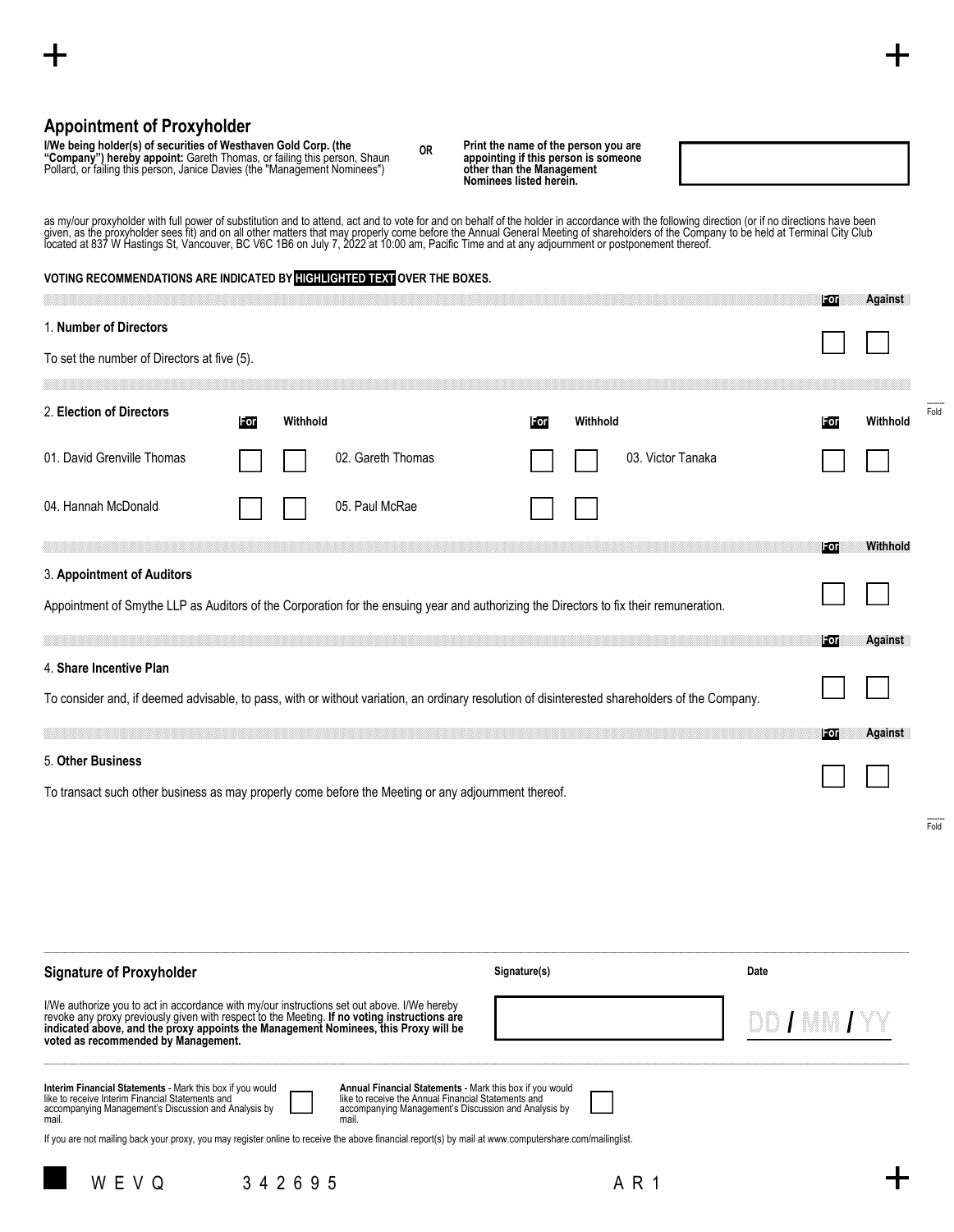## Appointment of Proxyholder

**I/We being holder(s) of securities of Westhaven Gold Corp. (the "Company") hereby appoint:** Gareth Thomas, or failing this person, Shaun Pollard, or failing this person, Janice Davies (the "Management Nominees")

OR

**Print the name of the person you are appointing if this person is someone other than the Management Nominees listed herein.**

as my/our proxyholder with full power of substitution and to attend, act and to vote for and on behalf of the holder in accordance with the following direction (or if no directions have been given, as the proxyholder sees fit) and on all other matters that may properly come before the Annual General Meeting of shareholders of the Company to be held at Terminal City Club located at 837 W Hastings St, Vancouver, BC V6C 1B6 on July 7, 2022 at 10:00 am, Pacific Time and at any adjournment or postponement thereof.

**VOTING RECOMMENDATIONS ARE INDICATED BY HIGHLIGHTED TEXT OVER THE BOXES.**

| | For | Against |
|---|---|---|
| 1. **Number of Directors**<br>To set the number of Directors at five (5). | ☐ | ☐ |

2. **Election of Directors**

| | For | Withhold | | For | Withhold | | For | Withhold |
|---|---|---|---|---|---|---|---|---|
| 01. David Grenville Thomas | ☐ | ☐ | 02. Gareth Thomas | ☐ | ☐ | 03. Victor Tanaka | ☐ | ☐ |
| 04. Hannah McDonald | ☐ | ☐ | 05. Paul McRae | ☐ | ☐ | | | |

| | For | Withhold |
|---|---|---|
| 3. **Appointment of Auditors**<br>Appointment of Smythe LLP as Auditors of the Corporation for the ensuing year and authorizing the Directors to fix their remuneration. | ☐ | ☐ |

| | For | Against |
|---|---|---|
| 4. **Share Incentive Plan**<br>To consider and, if deemed advisable, to pass, with or without variation, an ordinary resolution of disinterested shareholders of the Company. | ☐ | ☐ |

| | For | Against |
|---|---|---|
| 5. **Other Business**<br>To transact such other business as may properly come before the Meeting or any adjournment thereof. | ☐ | ☐ |

## Signature of Proxyholder

I/We authorize you to act in accordance with my/our instructions set out above. I/We hereby revoke any proxy previously given with respect to the Meeting. **If no voting instructions are indicated above, and the proxy appoints the Management Nominees, this Proxy will be voted as recommended by Management.**

Signature(s)

Date

DD / MM / YY

**Interim Financial Statements** - Mark this box if you would like to receive Interim Financial Statements and accompanying Management's Discussion and Analysis by mail. ☐

**Annual Financial Statements** - Mark this box if you would like to receive the Annual Financial Statements and accompanying Management's Discussion and Analysis by mail. ☐

If you are not mailing back your proxy, you may register online to receive the above financial report(s) by mail at www.computershare.com/mailinglist.

W E V Q 3 4 2 6 9 5 A R 1